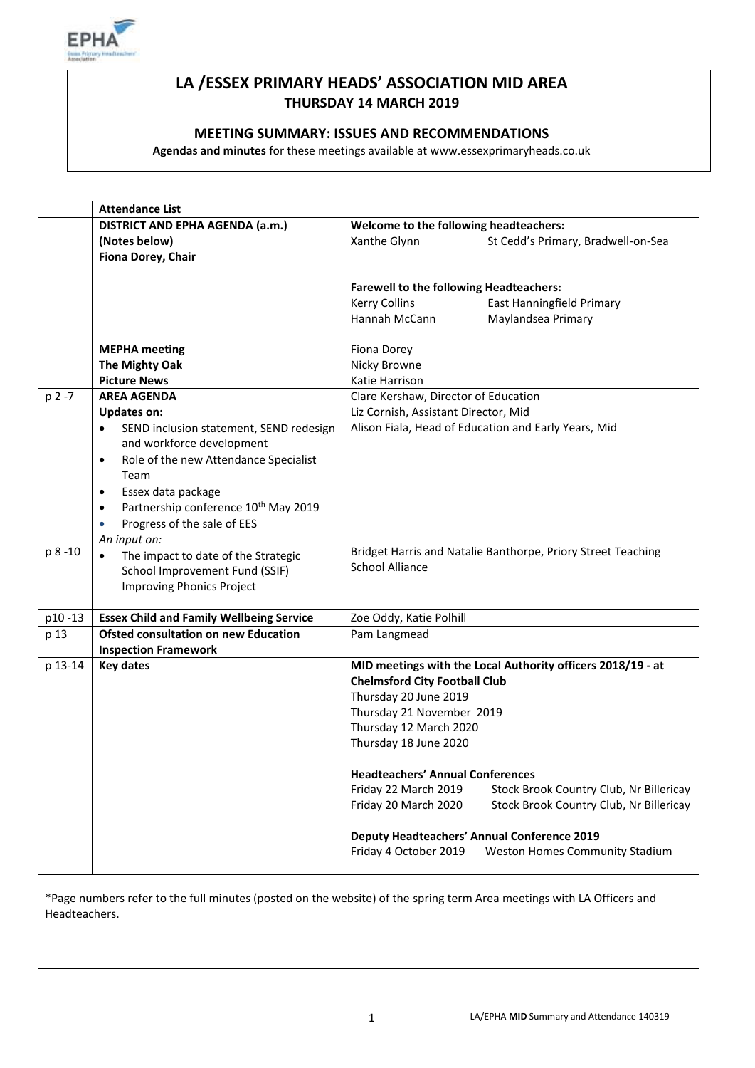# LA /ESSEX PRIMARY HEADS' ASSOCIATION MID AREA
## THURSDAY 14 MARCH 2019

### MEETING SUMMARY: ISSUES AND RECOMMENDATIONS

**Agendas and minutes** for these meetings available at www.essexprimaryheads.co.uk

| | **Attendance List** | |
|---|---|---|
| | **DISTRICT AND EPHA AGENDA (a.m.)**<br>**(Notes below)**<br>**Fiona Dorey, Chair** | **Welcome to the following headteachers:**<br>Xanthe Glynn — St Cedd's Primary, Bradwell-on-Sea<br><br>**Farewell to the following Headteachers:**<br>Kerry Collins — East Hanningfield Primary<br>Hannah McCann — Maylandsea Primary |
| | **MEPHA meeting**<br>**The Mighty Oak**<br>**Picture News** | Fiona Dorey<br>Nicky Browne<br>Katie Harrison |
| p 2 -7 | **AREA AGENDA**<br>**Updates on:**<br>• SEND inclusion statement, SEND redesign and workforce development<br>• Role of the new Attendance Specialist Team<br>• Essex data package<br>• Partnership conference 10th May 2019<br>• Progress of the sale of EES | Clare Kershaw, Director of Education<br>Liz Cornish, Assistant Director, Mid<br>Alison Fiala, Head of Education and Early Years, Mid |
| p 8 -10 | *An input on:*<br>• The impact to date of the Strategic School Improvement Fund (SSIF) Improving Phonics Project | Bridget Harris and Natalie Banthorpe, Priory Street Teaching School Alliance |
| p10 -13 | **Essex Child and Family Wellbeing Service** | Zoe Oddy, Katie Polhill |
| p 13 | **Ofsted consultation on new Education Inspection Framework** | Pam Langmead |
| p 13-14 | **Key dates** | **MID meetings with the Local Authority officers 2018/19 - at Chelmsford City Football Club**<br>Thursday 20 June 2019<br>Thursday 21 November 2019<br>Thursday 12 March 2020<br>Thursday 18 June 2020<br><br>**Headteachers' Annual Conferences**<br>Friday 22 March 2019 — Stock Brook Country Club, Nr Billericay<br>Friday 20 March 2020 — Stock Brook Country Club, Nr Billericay<br><br>**Deputy Headteachers' Annual Conference 2019**<br>Friday 4 October 2019 — Weston Homes Community Stadium |

*Page numbers refer to the full minutes (posted on the website) of the spring term Area meetings with LA Officers and Headteachers.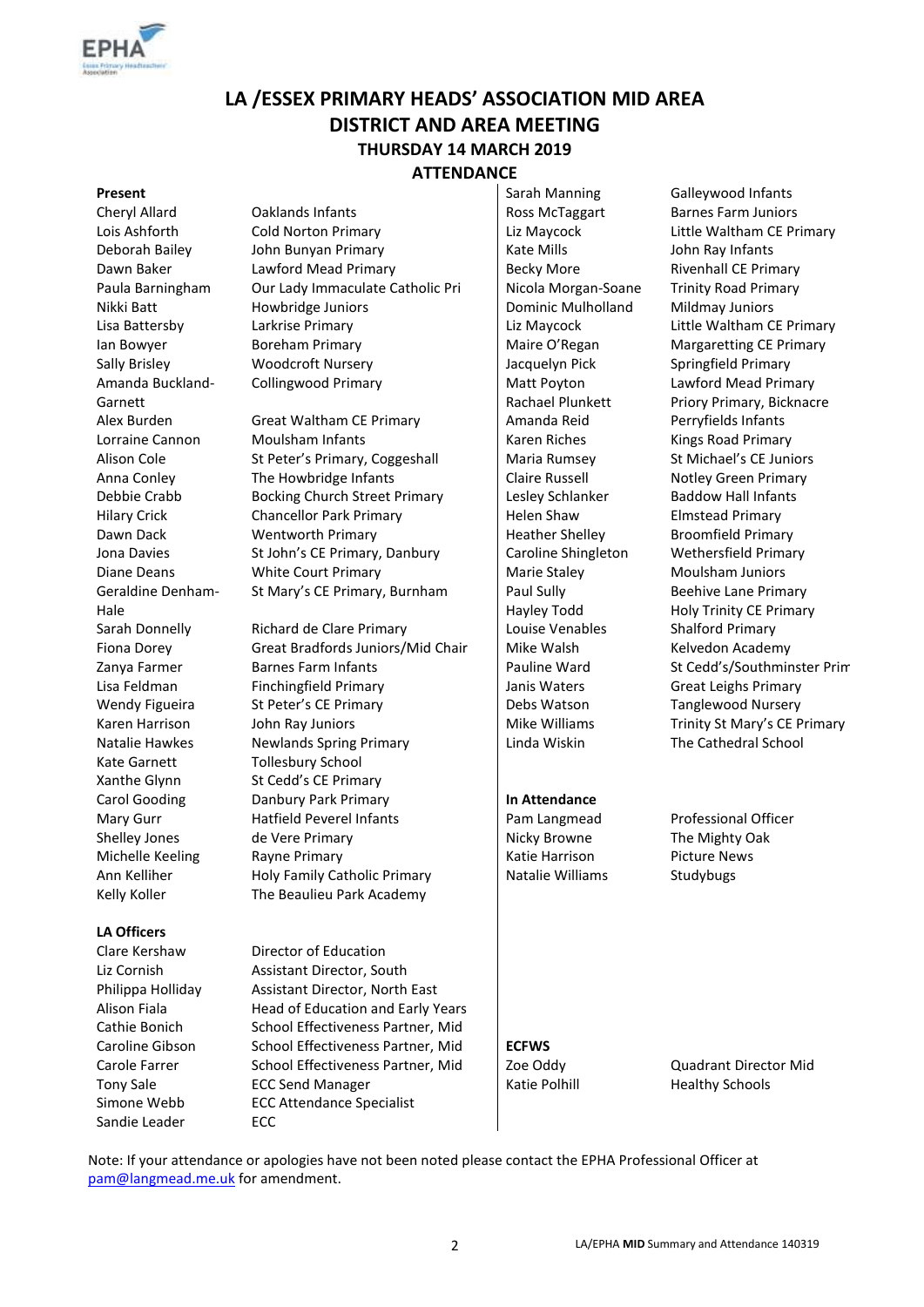# LA /ESSEX PRIMARY HEADS' ASSOCIATION MID AREA
# DISTRICT AND AREA MEETING
### THURSDAY 14 MARCH 2019
### ATTENDANCE

**Present**

| Name | School |
|---|---|
| Cheryl Allard | Oaklands Infants |
| Lois Ashforth | Cold Norton Primary |
| Deborah Bailey | John Bunyan Primary |
| Dawn Baker | Lawford Mead Primary |
| Paula Barningham | Our Lady Immaculate Catholic Pri |
| Nikki Batt | Howbridge Juniors |
| Lisa Battersby | Larkrise Primary |
| Ian Bowyer | Boreham Primary |
| Sally Brisley | Woodcroft Nursery |
| Amanda Buckland-Garnett | Collingwood Primary |
| Alex Burden | Great Waltham CE Primary |
| Lorraine Cannon | Moulsham Infants |
| Alison Cole | St Peter's Primary, Coggeshall |
| Anna Conley | The Howbridge Infants |
| Debbie Crabb | Bocking Church Street Primary |
| Hilary Crick | Chancellor Park Primary |
| Dawn Dack | Wentworth Primary |
| Jona Davies | St John's CE Primary, Danbury |
| Diane Deans | White Court Primary |
| Geraldine Denham-Hale | St Mary's CE Primary, Burnham |
| Sarah Donnelly | Richard de Clare Primary |
| Fiona Dorey | Great Bradfords Juniors/Mid Chair |
| Zanya Farmer | Barnes Farm Infants |
| Lisa Feldman | Finchingfield Primary |
| Wendy Figueira | St Peter's CE Primary |
| Karen Harrison | John Ray Juniors |
| Natalie Hawkes | Newlands Spring Primary |
| Kate Garnett | Tollesbury School |
| Xanthe Glynn | St Cedd's CE Primary |
| Carol Gooding | Danbury Park Primary |
| Mary Gurr | Hatfield Peverel Infants |
| Shelley Jones | de Vere Primary |
| Michelle Keeling | Rayne Primary |
| Ann Kelliher | Holy Family Catholic Primary |
| Kelly Koller | The Beaulieu Park Academy |
| Sarah Manning | Galleywood Infants |
| Ross McTaggart | Barnes Farm Juniors |
| Liz Maycock | Little Waltham CE Primary |
| Kate Mills | John Ray Infants |
| Becky More | Rivenhall CE Primary |
| Nicola Morgan-Soane | Trinity Road Primary |
| Dominic Mulholland | Mildmay Juniors |
| Liz Maycock | Little Waltham CE Primary |
| Maire O'Regan | Margaretting CE Primary |
| Jacquelyn Pick | Springfield Primary |
| Matt Poyton | Lawford Mead Primary |
| Rachael Plunkett | Priory Primary, Bicknacre |
| Amanda Reid | Perryfields Infants |
| Karen Riches | Kings Road Primary |
| Maria Rumsey | St Michael's CE Juniors |
| Claire Russell | Notley Green Primary |
| Lesley Schlanker | Baddow Hall Infants |
| Helen Shaw | Elmstead Primary |
| Heather Shelley | Broomfield Primary |
| Caroline Shingleton | Wethersfield Primary |
| Marie Staley | Moulsham Juniors |
| Paul Sully | Beehive Lane Primary |
| Hayley Todd | Holy Trinity CE Primary |
| Louise Venables | Shalford Primary |
| Mike Walsh | Kelvedon Academy |
| Pauline Ward | St Cedd's/Southminster Prim |
| Janis Waters | Great Leighs Primary |
| Debs Watson | Tanglewood Nursery |
| Mike Williams | Trinity St Mary's CE Primary |
| Linda Wiskin | The Cathedral School |

**LA Officers**

| Name | Role |
|---|---|
| Clare Kershaw | Director of Education |
| Liz Cornish | Assistant Director, South |
| Philippa Holliday | Assistant Director, North East |
| Alison Fiala | Head of Education and Early Years |
| Cathie Bonich | School Effectiveness Partner, Mid |
| Caroline Gibson | School Effectiveness Partner, Mid |
| Carole Farrer | School Effectiveness Partner, Mid |
| Tony Sale | ECC Send Manager |
| Simone Webb | ECC Attendance Specialist |
| Sandie Leader | ECC |

**In Attendance**

| Name | Role |
|---|---|
| Pam Langmead | Professional Officer |
| Nicky Browne | The Mighty Oak |
| Katie Harrison | Picture News |
| Natalie Williams | Studybugs |

**ECFWS**

| Name | Role |
|---|---|
| Zoe Oddy | Quadrant Director Mid |
| Katie Polhill | Healthy Schools |

Note: If your attendance or apologies have not been noted please contact the EPHA Professional Officer at pam@langmead.me.uk for amendment.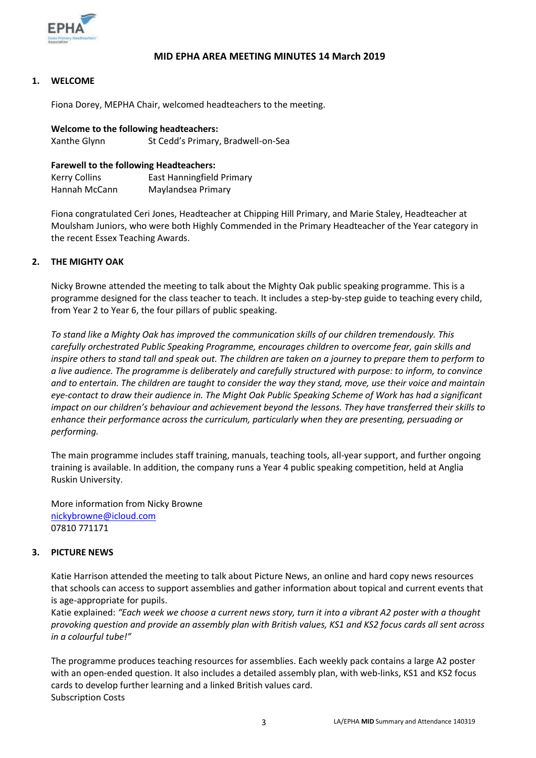# MID EPHA AREA MEETING MINUTES 14 March 2019

## 1. WELCOME

Fiona Dorey, MEPHA Chair, welcomed headteachers to the meeting.

**Welcome to the following headteachers:**

| | |
|---|---|
| Xanthe Glynn | St Cedd's Primary, Bradwell-on-Sea |

**Farewell to the following Headteachers:**

| | |
|---|---|
| Kerry Collins | East Hanningfield Primary |
| Hannah McCann | Maylandsea Primary |

Fiona congratulated Ceri Jones, Headteacher at Chipping Hill Primary, and Marie Staley, Headteacher at Moulsham Juniors, who were both Highly Commended in the Primary Headteacher of the Year category in the recent Essex Teaching Awards.

## 2. THE MIGHTY OAK

Nicky Browne attended the meeting to talk about the Mighty Oak public speaking programme. This is a programme designed for the class teacher to teach. It includes a step-by-step guide to teaching every child, from Year 2 to Year 6, the four pillars of public speaking.

*To stand like a Mighty Oak has improved the communication skills of our children tremendously. This carefully orchestrated Public Speaking Programme, encourages children to overcome fear, gain skills and inspire others to stand tall and speak out. The children are taken on a journey to prepare them to perform to a live audience. The programme is deliberately and carefully structured with purpose: to inform, to convince and to entertain. The children are taught to consider the way they stand, move, use their voice and maintain eye-contact to draw their audience in. The Might Oak Public Speaking Scheme of Work has had a significant impact on our children's behaviour and achievement beyond the lessons. They have transferred their skills to enhance their performance across the curriculum, particularly when they are presenting, persuading or performing.*

The main programme includes staff training, manuals, teaching tools, all-year support, and further ongoing training is available. In addition, the company runs a Year 4 public speaking competition, held at Anglia Ruskin University.

More information from Nicky Browne
nickybrowne@icloud.com
07810 771171

## 3. PICTURE NEWS

Katie Harrison attended the meeting to talk about Picture News, an online and hard copy news resources that schools can access to support assemblies and gather information about topical and current events that is age-appropriate for pupils.
Katie explained: *"Each week we choose a current news story, turn it into a vibrant A2 poster with a thought provoking question and provide an assembly plan with British values, KS1 and KS2 focus cards all sent across in a colourful tube!"*

The programme produces teaching resources for assemblies. Each weekly pack contains a large A2 poster with an open-ended question. It also includes a detailed assembly plan, with web-links, KS1 and KS2 focus cards to develop further learning and a linked British values card.
Subscription Costs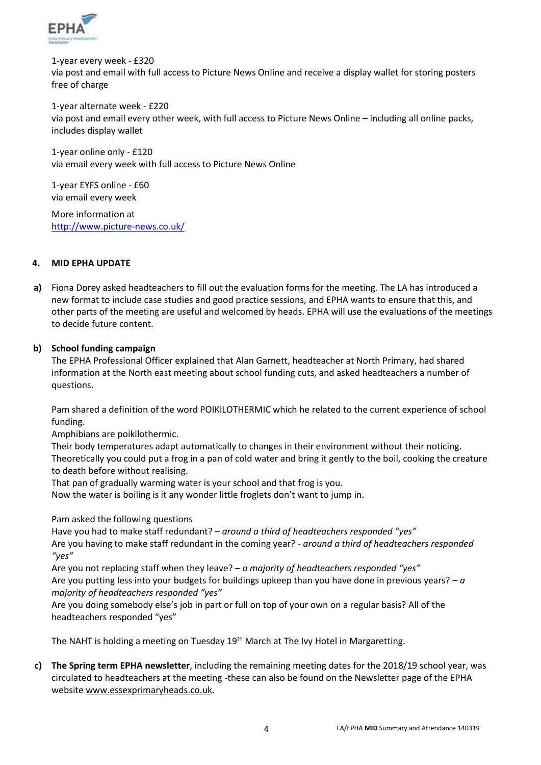1-year every week - £320
via post and email with full access to Picture News Online and receive a display wallet for storing posters free of charge

1-year alternate week - £220
via post and email every other week, with full access to Picture News Online – including all online packs, includes display wallet

1-year online only - £120
via email every week with full access to Picture News Online

1-year EYFS online - £60
via email every week

More information at
http://www.picture-news.co.uk/

## 4. MID EPHA UPDATE

**a)** Fiona Dorey asked headteachers to fill out the evaluation forms for the meeting. The LA has introduced a new format to include case studies and good practice sessions, and EPHA wants to ensure that this, and other parts of the meeting are useful and welcomed by heads. EPHA will use the evaluations of the meetings to decide future content.

**b) School funding campaign**

The EPHA Professional Officer explained that Alan Garnett, headteacher at North Primary, had shared information at the North east meeting about school funding cuts, and asked headteachers a number of questions.

Pam shared a definition of the word POIKILOTHERMIC which he related to the current experience of school funding.
Amphibians are poikilothermic.
Their body temperatures adapt automatically to changes in their environment without their noticing.
Theoretically you could put a frog in a pan of cold water and bring it gently to the boil, cooking the creature to death before without realising.
That pan of gradually warming water is your school and that frog is you.
Now the water is boiling is it any wonder little froglets don't want to jump in.

Pam asked the following questions
Have you had to make staff redundant? – *around a third of headteachers responded "yes"*
Are you having to make staff redundant in the coming year? - *around a third of headteachers responded "yes"*
Are you not replacing staff when they leave? – *a majority of headteachers responded "yes"*
Are you putting less into your budgets for buildings upkeep than you have done in previous years? – *a majority of headteachers responded "yes"*
Are you doing somebody else's job in part or full on top of your own on a regular basis? All of the headteachers responded "yes"

The NAHT is holding a meeting on Tuesday 19th March at The Ivy Hotel in Margaretting.

**c) The Spring term EPHA newsletter**, including the remaining meeting dates for the 2018/19 school year, was circulated to headteachers at the meeting -these can also be found on the Newsletter page of the EPHA website www.essexprimaryheads.co.uk.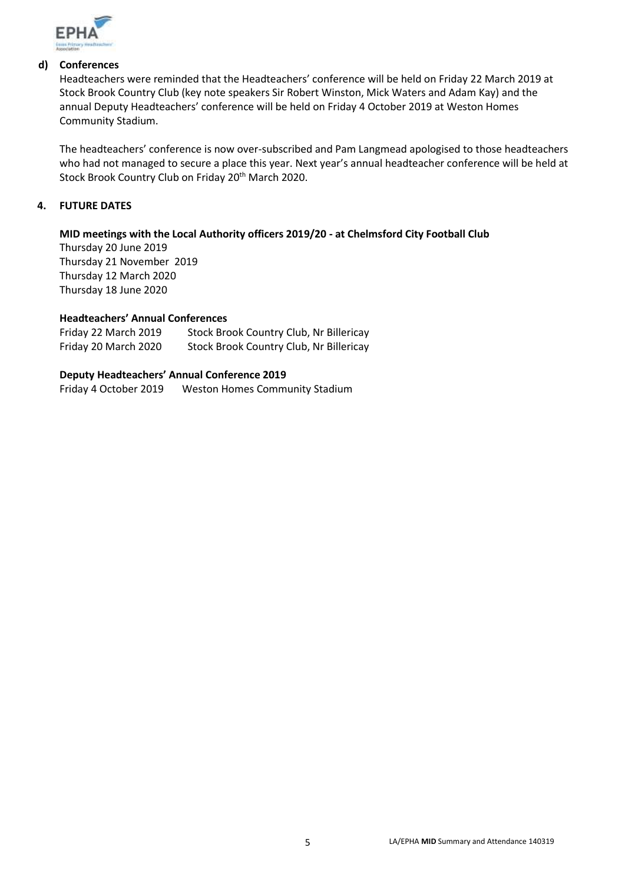**d) Conferences**

Headteachers were reminded that the Headteachers' conference will be held on Friday 22 March 2019 at Stock Brook Country Club (key note speakers Sir Robert Winston, Mick Waters and Adam Kay) and the annual Deputy Headteachers' conference will be held on Friday 4 October 2019 at Weston Homes Community Stadium.

The headteachers' conference is now over-subscribed and Pam Langmead apologised to those headteachers who had not managed to secure a place this year. Next year's annual headteacher conference will be held at Stock Brook Country Club on Friday 20th March 2020.

## 4. FUTURE DATES

**MID meetings with the Local Authority officers 2019/20 - at Chelmsford City Football Club**

Thursday 20 June 2019
Thursday 21 November 2019
Thursday 12 March 2020
Thursday 18 June 2020

**Headteachers' Annual Conferences**

| | |
|---|---|
| Friday 22 March 2019 | Stock Brook Country Club, Nr Billericay |
| Friday 20 March 2020 | Stock Brook Country Club, Nr Billericay |

**Deputy Headteachers' Annual Conference 2019**

Friday 4 October 2019 Weston Homes Community Stadium